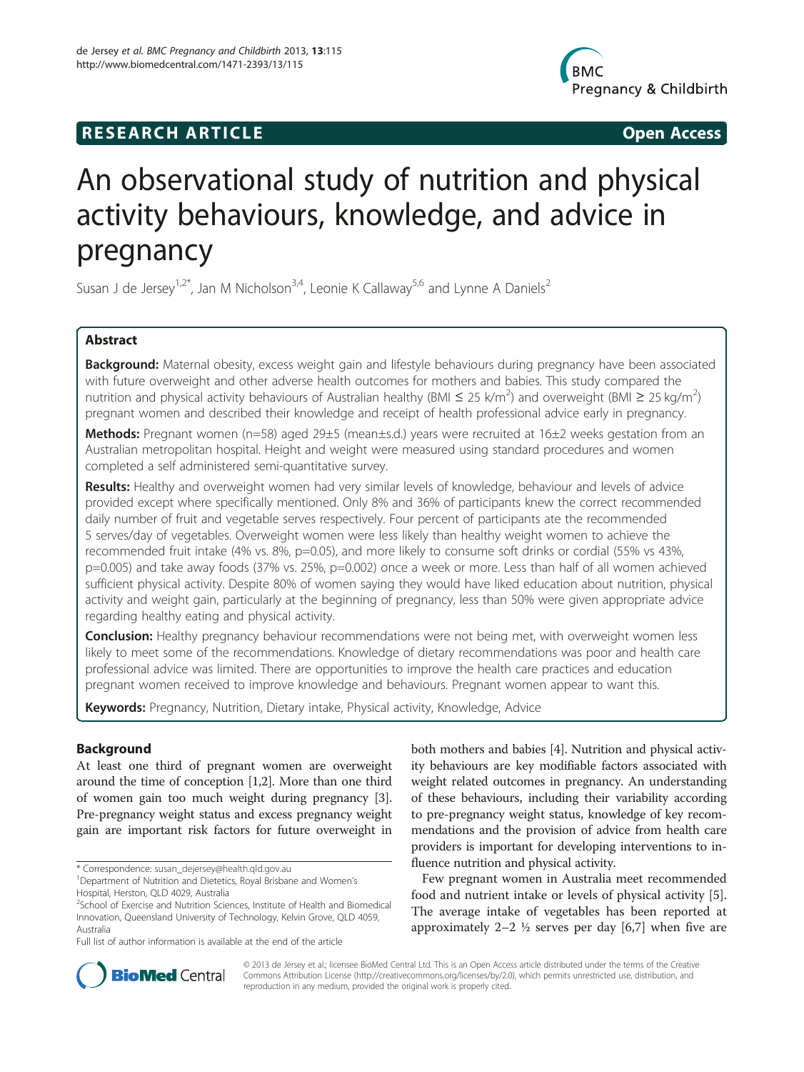RESEARCH ARTICLE Open Access

# An observational study of nutrition and physical activity behaviours, knowledge, and advice in pregnancy

Susan J de Jersey[1,2*], Jan M Nicholson[3,4], Leonie K Callaway[5,6] and Lynne A Daniels[2]

## Abstract

**Background:** Maternal obesity, excess weight gain and lifestyle behaviours during pregnancy have been associated with future overweight and other adverse health outcomes for mothers and babies. This study compared the nutrition and physical activity behaviours of Australian healthy (BMI ≤ 25 k/m$^2$) and overweight (BMI ≥ 25 kg/m$^2$) pregnant women and described their knowledge and receipt of health professional advice early in pregnancy.

**Methods:** Pregnant women (n=58) aged 29±5 (mean±s.d.) years were recruited at 16±2 weeks gestation from an Australian metropolitan hospital. Height and weight were measured using standard procedures and women completed a self administered semi-quantitative survey.

**Results:** Healthy and overweight women had very similar levels of knowledge, behaviour and levels of advice provided except where specifically mentioned. Only 8% and 36% of participants knew the correct recommended daily number of fruit and vegetable serves respectively. Four percent of participants ate the recommended 5 serves/day of vegetables. Overweight women were less likely than healthy weight women to achieve the recommended fruit intake (4% vs. 8%, p=0.05), and more likely to consume soft drinks or cordial (55% vs 43%, p=0.005) and take away foods (37% vs. 25%, p=0.002) once a week or more. Less than half of all women achieved sufficient physical activity. Despite 80% of women saying they would have liked education about nutrition, physical activity and weight gain, particularly at the beginning of pregnancy, less than 50% were given appropriate advice regarding healthy eating and physical activity.

**Conclusion:** Healthy pregnancy behaviour recommendations were not being met, with overweight women less likely to meet some of the recommendations. Knowledge of dietary recommendations was poor and health care professional advice was limited. There are opportunities to improve the health care practices and education pregnant women received to improve knowledge and behaviours. Pregnant women appear to want this.

**Keywords:** Pregnancy, Nutrition, Dietary intake, Physical activity, Knowledge, Advice

## Background

At least one third of pregnant women are overweight around the time of conception [1,2]. More than one third of women gain too much weight during pregnancy [3]. Pre-pregnancy weight status and excess pregnancy weight gain are important risk factors for future overweight in both mothers and babies [4]. Nutrition and physical activity behaviours are key modifiable factors associated with weight related outcomes in pregnancy. An understanding of these behaviours, including their variability according to pre-pregnancy weight status, knowledge of key recommendations and the provision of advice from health care providers is important for developing interventions to influence nutrition and physical activity.

Few pregnant women in Australia meet recommended food and nutrient intake or levels of physical activity [5]. The average intake of vegetables has been reported at approximately 2–2 ½ serves per day [6,7] when five are

\* Correspondence: susan_dejersey@health.qld.gov.au
[1]Department of Nutrition and Dietetics, Royal Brisbane and Women's Hospital, Herston, QLD 4029, Australia
[2]School of Exercise and Nutrition Sciences, Institute of Health and Biomedical Innovation, Queensland University of Technology, Kelvin Grove, QLD 4059, Australia
Full list of author information is available at the end of the article

© 2013 de Jersey et al.; licensee BioMed Central Ltd. This is an Open Access article distributed under the terms of the Creative Commons Attribution License (http://creativecommons.org/licenses/by/2.0), which permits unrestricted use, distribution, and reproduction in any medium, provided the original work is properly cited.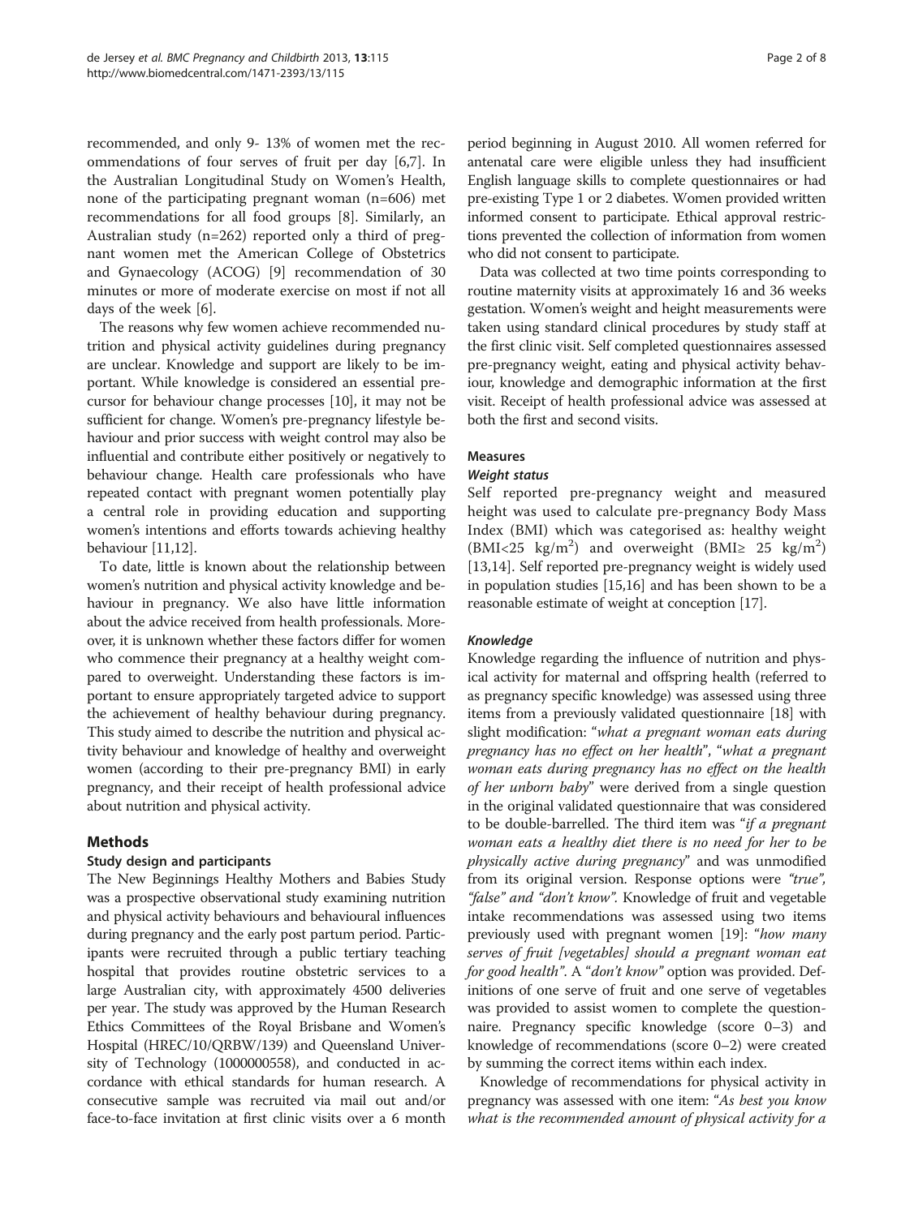recommended, and only 9- 13% of women met the recommendations of four serves of fruit per day [6,7]. In the Australian Longitudinal Study on Women's Health, none of the participating pregnant woman (n=606) met recommendations for all food groups [8]. Similarly, an Australian study (n=262) reported only a third of pregnant women met the American College of Obstetrics and Gynaecology (ACOG) [9] recommendation of 30 minutes or more of moderate exercise on most if not all days of the week [6].

The reasons why few women achieve recommended nutrition and physical activity guidelines during pregnancy are unclear. Knowledge and support are likely to be important. While knowledge is considered an essential precursor for behaviour change processes [10], it may not be sufficient for change. Women's pre-pregnancy lifestyle behaviour and prior success with weight control may also be influential and contribute either positively or negatively to behaviour change. Health care professionals who have repeated contact with pregnant women potentially play a central role in providing education and supporting women's intentions and efforts towards achieving healthy behaviour [11,12].

To date, little is known about the relationship between women's nutrition and physical activity knowledge and behaviour in pregnancy. We also have little information about the advice received from health professionals. Moreover, it is unknown whether these factors differ for women who commence their pregnancy at a healthy weight compared to overweight. Understanding these factors is important to ensure appropriately targeted advice to support the achievement of healthy behaviour during pregnancy. This study aimed to describe the nutrition and physical activity behaviour and knowledge of healthy and overweight women (according to their pre-pregnancy BMI) in early pregnancy, and their receipt of health professional advice about nutrition and physical activity.

## Methods

### Study design and participants

The New Beginnings Healthy Mothers and Babies Study was a prospective observational study examining nutrition and physical activity behaviours and behavioural influences during pregnancy and the early post partum period. Participants were recruited through a public tertiary teaching hospital that provides routine obstetric services to a large Australian city, with approximately 4500 deliveries per year. The study was approved by the Human Research Ethics Committees of the Royal Brisbane and Women's Hospital (HREC/10/QRBW/139) and Queensland University of Technology (1000000558), and conducted in accordance with ethical standards for human research. A consecutive sample was recruited via mail out and/or face-to-face invitation at first clinic visits over a 6 month period beginning in August 2010. All women referred for antenatal care were eligible unless they had insufficient English language skills to complete questionnaires or had pre-existing Type 1 or 2 diabetes. Women provided written informed consent to participate. Ethical approval restrictions prevented the collection of information from women who did not consent to participate.

Data was collected at two time points corresponding to routine maternity visits at approximately 16 and 36 weeks gestation. Women's weight and height measurements were taken using standard clinical procedures by study staff at the first clinic visit. Self completed questionnaires assessed pre-pregnancy weight, eating and physical activity behaviour, knowledge and demographic information at the first visit. Receipt of health professional advice was assessed at both the first and second visits.

### Measures

#### *Weight status*

Self reported pre-pregnancy weight and measured height was used to calculate pre-pregnancy Body Mass Index (BMI) which was categorised as: healthy weight (BMI<25 $kg/m^2$) and overweight (BMI≥ 25 $kg/m^2$) [13,14]. Self reported pre-pregnancy weight is widely used in population studies [15,16] and has been shown to be a reasonable estimate of weight at conception [17].

#### *Knowledge*

Knowledge regarding the influence of nutrition and physical activity for maternal and offspring health (referred to as pregnancy specific knowledge) was assessed using three items from a previously validated questionnaire [18] with slight modification: "*what a pregnant woman eats during pregnancy has no effect on her health*", "*what a pregnant woman eats during pregnancy has no effect on the health of her unborn baby*" were derived from a single question in the original validated questionnaire that was considered to be double-barrelled. The third item was "*if a pregnant woman eats a healthy diet there is no need for her to be physically active during pregnancy*" and was unmodified from its original version. Response options were *"true"*, *"false"* and *"don't know"*. Knowledge of fruit and vegetable intake recommendations was assessed using two items previously used with pregnant women [19]: "*how many serves of fruit [vegetables] should a pregnant woman eat for good health*". A "*don't know*" option was provided. Definitions of one serve of fruit and one serve of vegetables was provided to assist women to complete the questionnaire. Pregnancy specific knowledge (score 0–3) and knowledge of recommendations (score 0–2) were created by summing the correct items within each index.

Knowledge of recommendations for physical activity in pregnancy was assessed with one item: "*As best you know what is the recommended amount of physical activity for a*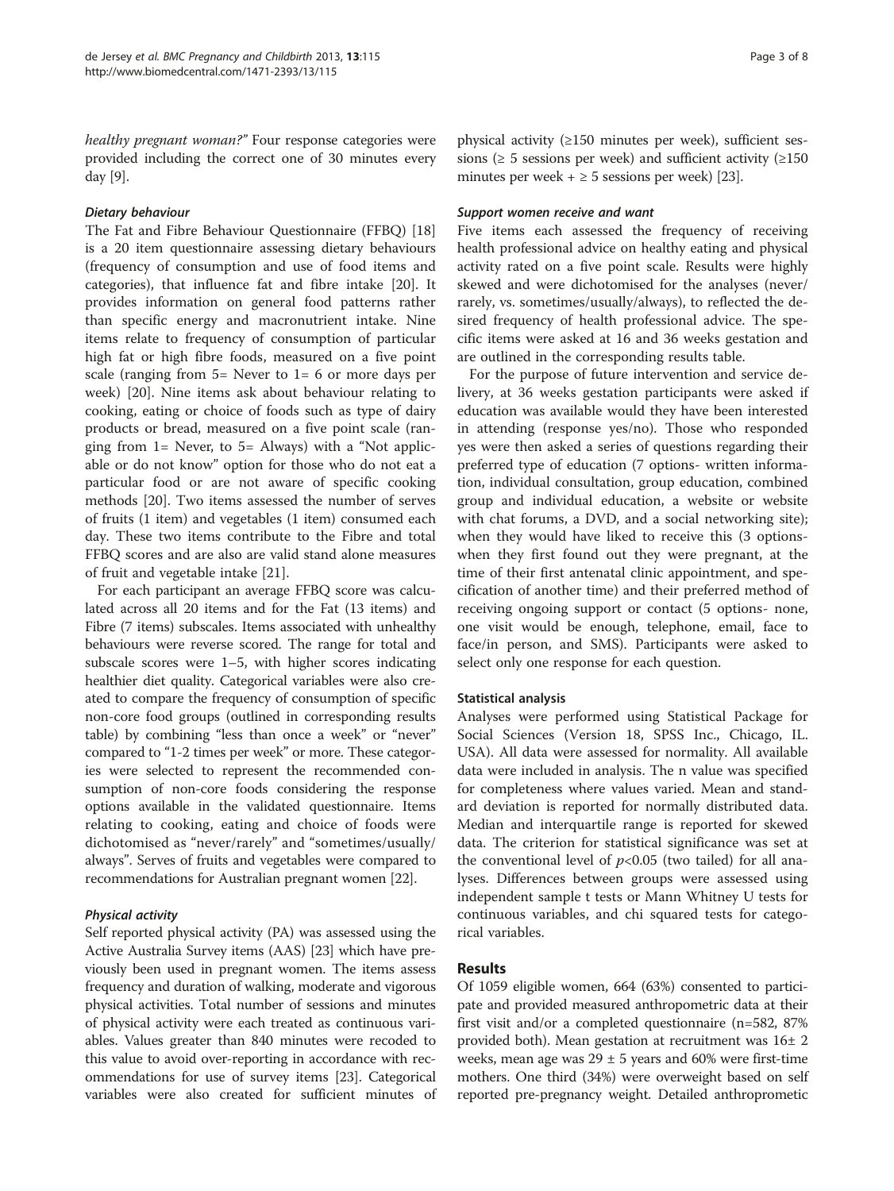*healthy pregnant woman?*" Four response categories were provided including the correct one of 30 minutes every day [9].

#### *Dietary behaviour*

The Fat and Fibre Behaviour Questionnaire (FFBQ) [18] is a 20 item questionnaire assessing dietary behaviours (frequency of consumption and use of food items and categories), that influence fat and fibre intake [20]. It provides information on general food patterns rather than specific energy and macronutrient intake. Nine items relate to frequency of consumption of particular high fat or high fibre foods, measured on a five point scale (ranging from 5= Never to 1= 6 or more days per week) [20]. Nine items ask about behaviour relating to cooking, eating or choice of foods such as type of dairy products or bread, measured on a five point scale (ranging from 1= Never, to 5= Always) with a "Not applicable or do not know" option for those who do not eat a particular food or are not aware of specific cooking methods [20]. Two items assessed the number of serves of fruits (1 item) and vegetables (1 item) consumed each day. These two items contribute to the Fibre and total FFBQ scores and are also are valid stand alone measures of fruit and vegetable intake [21].

For each participant an average FFBQ score was calculated across all 20 items and for the Fat (13 items) and Fibre (7 items) subscales. Items associated with unhealthy behaviours were reverse scored. The range for total and subscale scores were 1–5, with higher scores indicating healthier diet quality. Categorical variables were also created to compare the frequency of consumption of specific non-core food groups (outlined in corresponding results table) by combining "less than once a week" or "never" compared to "1-2 times per week" or more. These categories were selected to represent the recommended consumption of non-core foods considering the response options available in the validated questionnaire. Items relating to cooking, eating and choice of foods were dichotomised as "never/rarely" and "sometimes/usually/always". Serves of fruits and vegetables were compared to recommendations for Australian pregnant women [22].

#### *Physical activity*

Self reported physical activity (PA) was assessed using the Active Australia Survey items (AAS) [23] which have previously been used in pregnant women. The items assess frequency and duration of walking, moderate and vigorous physical activities. Total number of sessions and minutes of physical activity were each treated as continuous variables. Values greater than 840 minutes were recoded to this value to avoid over-reporting in accordance with recommendations for use of survey items [23]. Categorical variables were also created for sufficient minutes of physical activity (≥150 minutes per week), sufficient sessions (≥ 5 sessions per week) and sufficient activity (≥150 minutes per week + ≥ 5 sessions per week) [23].

#### *Support women receive and want*

Five items each assessed the frequency of receiving health professional advice on healthy eating and physical activity rated on a five point scale. Results were highly skewed and were dichotomised for the analyses (never/rarely, vs. sometimes/usually/always), to reflected the desired frequency of health professional advice. The specific items were asked at 16 and 36 weeks gestation and are outlined in the corresponding results table.

For the purpose of future intervention and service delivery, at 36 weeks gestation participants were asked if education was available would they have been interested in attending (response yes/no). Those who responded yes were then asked a series of questions regarding their preferred type of education (7 options- written information, individual consultation, group education, combined group and individual education, a website or website with chat forums, a DVD, and a social networking site); when they would have liked to receive this (3 options- when they first found out they were pregnant, at the time of their first antenatal clinic appointment, and specification of another time) and their preferred method of receiving ongoing support or contact (5 options- none, one visit would be enough, telephone, email, face to face/in person, and SMS). Participants were asked to select only one response for each question.

### Statistical analysis

Analyses were performed using Statistical Package for Social Sciences (Version 18, SPSS Inc., Chicago, IL. USA). All data were assessed for normality. All available data were included in analysis. The n value was specified for completeness where values varied. Mean and standard deviation is reported for normally distributed data. Median and interquartile range is reported for skewed data. The criterion for statistical significance was set at the conventional level of $p<0.05$ (two tailed) for all analyses. Differences between groups were assessed using independent sample t tests or Mann Whitney U tests for continuous variables, and chi squared tests for categorical variables.

## Results

Of 1059 eligible women, 664 (63%) consented to participate and provided measured anthropometric data at their first visit and/or a completed questionnaire (n=582, 87% provided both). Mean gestation at recruitment was 16± 2 weeks, mean age was 29 ± 5 years and 60% were first-time mothers. One third (34%) were overweight based on self reported pre-pregnancy weight. Detailed anthropometic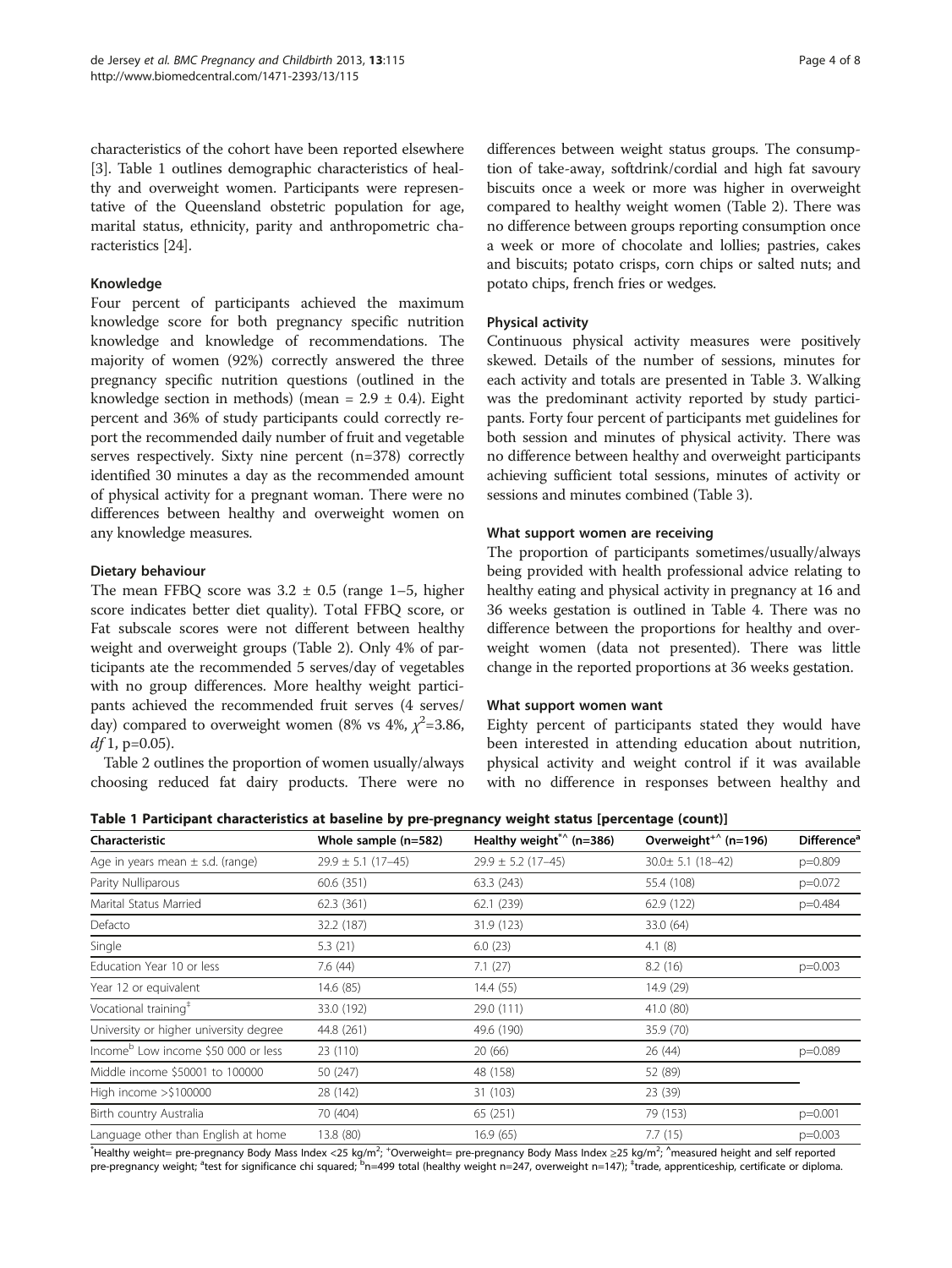characteristics of the cohort have been reported elsewhere [3]. Table 1 outlines demographic characteristics of healthy and overweight women. Participants were representative of the Queensland obstetric population for age, marital status, ethnicity, parity and anthropometric characteristics [24].

### Knowledge

Four percent of participants achieved the maximum knowledge score for both pregnancy specific nutrition knowledge and knowledge of recommendations. The majority of women (92%) correctly answered the three pregnancy specific nutrition questions (outlined in the knowledge section in methods) (mean = 2.9 ± 0.4). Eight percent and 36% of study participants could correctly report the recommended daily number of fruit and vegetable serves respectively. Sixty nine percent (n=378) correctly identified 30 minutes a day as the recommended amount of physical activity for a pregnant woman. There were no differences between healthy and overweight women on any knowledge measures.

### Dietary behaviour

The mean FFBQ score was 3.2 ± 0.5 (range 1–5, higher score indicates better diet quality). Total FFBQ score, or Fat subscale scores were not different between healthy weight and overweight groups (Table 2). Only 4% of participants ate the recommended 5 serves/day of vegetables with no group differences. More healthy weight participants achieved the recommended fruit serves (4 serves/day) compared to overweight women (8% vs 4%, $\chi^2$=3.86, *df* 1, p=0.05).

Table 2 outlines the proportion of women usually/always choosing reduced fat dairy products. There were no differences between weight status groups. The consumption of take-away, softdrink/cordial and high fat savoury biscuits once a week or more was higher in overweight compared to healthy weight women (Table 2). There was no difference between groups reporting consumption once a week or more of chocolate and lollies; pastries, cakes and biscuits; potato crisps, corn chips or salted nuts; and potato chips, french fries or wedges.

### Physical activity

Continuous physical activity measures were positively skewed. Details of the number of sessions, minutes for each activity and totals are presented in Table 3. Walking was the predominant activity reported by study participants. Forty four percent of participants met guidelines for both session and minutes of physical activity. There was no difference between healthy and overweight participants achieving sufficient total sessions, minutes of activity or sessions and minutes combined (Table 3).

### What support women are receiving

The proportion of participants sometimes/usually/always being provided with health professional advice relating to healthy eating and physical activity in pregnancy at 16 and 36 weeks gestation is outlined in Table 4. There was no difference between the proportions for healthy and overweight women (data not presented). There was little change in the reported proportions at 36 weeks gestation.

### What support women want

Eighty percent of participants stated they would have been interested in attending education about nutrition, physical activity and weight control if it was available with no difference in responses between healthy and

**Table 1 Participant characteristics at baseline by pre-pregnancy weight status [percentage (count)]**

| Characteristic | Whole sample (n=582) | Healthy weight[*^] (n=386) | Overweight[+^] (n=196) | Difference[a] |
|---|---|---|---|---|
| Age in years mean ± s.d. (range) | 29.9 ± 5.1 (17–45) | 29.9 ± 5.2 (17–45) | 30.0± 5.1 (18–42) | p=0.809 |
| Parity Nulliparous | 60.6 (351) | 63.3 (243) | 55.4 (108) | p=0.072 |
| Marital Status Married | 62.3 (361) | 62.1 (239) | 62.9 (122) | p=0.484 |
| Defacto | 32.2 (187) | 31.9 (123) | 33.0 (64) | |
| Single | 5.3 (21) | 6.0 (23) | 4.1 (8) | |
| Education Year 10 or less | 7.6 (44) | 7.1 (27) | 8.2 (16) | p=0.003 |
| Year 12 or equivalent | 14.6 (85) | 14.4 (55) | 14.9 (29) | |
| Vocational training[‡] | 33.0 (192) | 29.0 (111) | 41.0 (80) | |
| University or higher university degree | 44.8 (261) | 49.6 (190) | 35.9 (70) | |
| Income[b] Low income $50 000 or less | 23 (110) | 20 (66) | 26 (44) | p=0.089 |
| Middle income $50001 to 100000 | 50 (247) | 48 (158) | 52 (89) | |
| High income >$100000 | 28 (142) | 31 (103) | 23 (39) | |
| Birth country Australia | 70 (404) | 65 (251) | 79 (153) | p=0.001 |
| Language other than English at home | 13.8 (80) | 16.9 (65) | 7.7 (15) | p=0.003 |

[*]Healthy weight= pre-pregnancy Body Mass Index <25 kg/m$^2$; [+]Overweight= pre-pregnancy Body Mass Index ≥25 kg/m$^2$; [^]measured height and self reported pre-pregnancy weight; [a]test for significance chi squared; [b]n=499 total (healthy weight n=247, overweight n=147); [‡]trade, apprenticeship, certificate or diploma.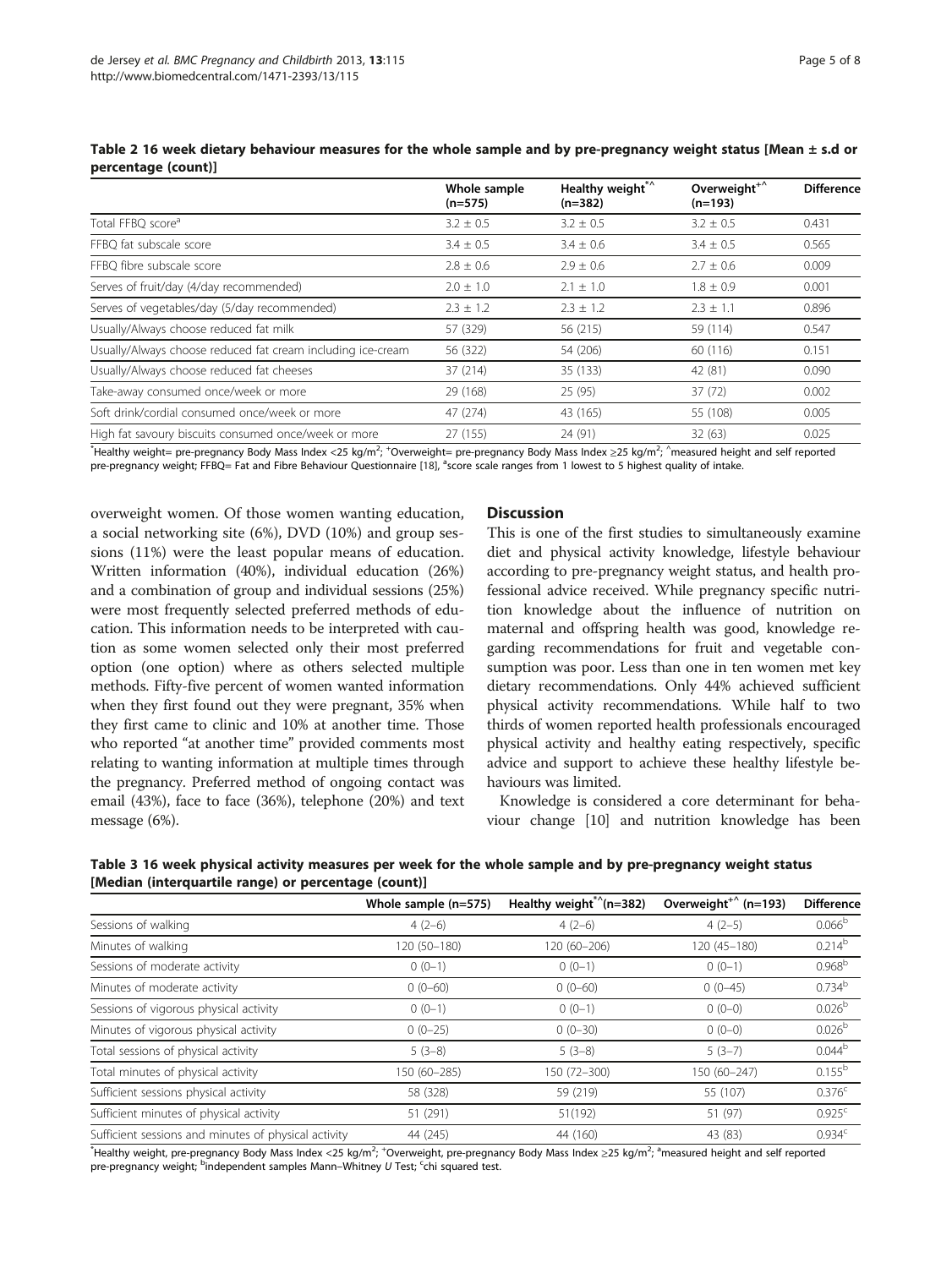**Table 2 16 week dietary behaviour measures for the whole sample and by pre-pregnancy weight status [Mean ± s.d or percentage (count)]**

| | Whole sample (n=575) | Healthy weight[*^] (n=382) | Overweight[+^] (n=193) | Difference |
|---|---|---|---|---|
| Total FFBQ score[a] | 3.2 ± 0.5 | 3.2 ± 0.5 | 3.2 ± 0.5 | 0.431 |
| FFBQ fat subscale score | 3.4 ± 0.5 | 3.4 ± 0.6 | 3.4 ± 0.5 | 0.565 |
| FFBQ fibre subscale score | 2.8 ± 0.6 | 2.9 ± 0.6 | 2.7 ± 0.6 | 0.009 |
| Serves of fruit/day (4/day recommended) | 2.0 ± 1.0 | 2.1 ± 1.0 | 1.8 ± 0.9 | 0.001 |
| Serves of vegetables/day (5/day recommended) | 2.3 ± 1.2 | 2.3 ± 1.2 | 2.3 ± 1.1 | 0.896 |
| Usually/Always choose reduced fat milk | 57 (329) | 56 (215) | 59 (114) | 0.547 |
| Usually/Always choose reduced fat cream including ice-cream | 56 (322) | 54 (206) | 60 (116) | 0.151 |
| Usually/Always choose reduced fat cheeses | 37 (214) | 35 (133) | 42 (81) | 0.090 |
| Take-away consumed once/week or more | 29 (168) | 25 (95) | 37 (72) | 0.002 |
| Soft drink/cordial consumed once/week or more | 47 (274) | 43 (165) | 55 (108) | 0.005 |
| High fat savoury biscuits consumed once/week or more | 27 (155) | 24 (91) | 32 (63) | 0.025 |

[*]Healthy weight= pre-pregnancy Body Mass Index <25 kg/m$^2$; [+]Overweight= pre-pregnancy Body Mass Index ≥25 kg/m$^2$; [^]measured height and self reported pre-pregnancy weight; FFBQ= Fat and Fibre Behaviour Questionnaire [18], [a]score scale ranges from 1 lowest to 5 highest quality of intake.

overweight women. Of those women wanting education, a social networking site (6%), DVD (10%) and group sessions (11%) were the least popular means of education. Written information (40%), individual education (26%) and a combination of group and individual sessions (25%) were most frequently selected preferred methods of education. This information needs to be interpreted with caution as some women selected only their most preferred option (one option) where as others selected multiple methods. Fifty-five percent of women wanted information when they first found out they were pregnant, 35% when they first came to clinic and 10% at another time. Those who reported "at another time" provided comments most relating to wanting information at multiple times through the pregnancy. Preferred method of ongoing contact was email (43%), face to face (36%), telephone (20%) and text message (6%).

## Discussion

This is one of the first studies to simultaneously examine diet and physical activity knowledge, lifestyle behaviour according to pre-pregnancy weight status, and health professional advice received. While pregnancy specific nutrition knowledge about the influence of nutrition on maternal and offspring health was good, knowledge regarding recommendations for fruit and vegetable consumption was poor. Less than one in ten women met key dietary recommendations. Only 44% achieved sufficient physical activity recommendations. While half to two thirds of women reported health professionals encouraged physical activity and healthy eating respectively, specific advice and support to achieve these healthy lifestyle behaviours was limited.

Knowledge is considered a core determinant for behaviour change [10] and nutrition knowledge has been

**Table 3 16 week physical activity measures per week for the whole sample and by pre-pregnancy weight status [Median (interquartile range) or percentage (count)]**

| | Whole sample (n=575) | Healthy weight[*^](n=382) | Overweight[+^] (n=193) | Difference |
|---|---|---|---|---|
| Sessions of walking | 4 (2–6) | 4 (2–6) | 4 (2–5) | 0.066[b] |
| Minutes of walking | 120 (50–180) | 120 (60–206) | 120 (45–180) | 0.214[b] |
| Sessions of moderate activity | 0 (0–1) | 0 (0–1) | 0 (0–1) | 0.968[b] |
| Minutes of moderate activity | 0 (0–60) | 0 (0–60) | 0 (0–45) | 0.734[b] |
| Sessions of vigorous physical activity | 0 (0–1) | 0 (0–1) | 0 (0–0) | 0.026[b] |
| Minutes of vigorous physical activity | 0 (0–25) | 0 (0–30) | 0 (0–0) | 0.026[b] |
| Total sessions of physical activity | 5 (3–8) | 5 (3–8) | 5 (3–7) | 0.044[b] |
| Total minutes of physical activity | 150 (60–285) | 150 (72–300) | 150 (60–247) | 0.155[b] |
| Sufficient sessions physical activity | 58 (328) | 59 (219) | 55 (107) | 0.376[c] |
| Sufficient minutes of physical activity | 51 (291) | 51(192) | 51 (97) | 0.925[c] |
| Sufficient sessions and minutes of physical activity | 44 (245) | 44 (160) | 43 (83) | 0.934[c] |

[*]Healthy weight, pre-pregnancy Body Mass Index <25 kg/m$^2$; [+]Overweight, pre-pregnancy Body Mass Index ≥25 kg/m$^2$; [a]measured height and self reported pre-pregnancy weight; [b]independent samples Mann–Whitney *U* Test; [c]chi squared test.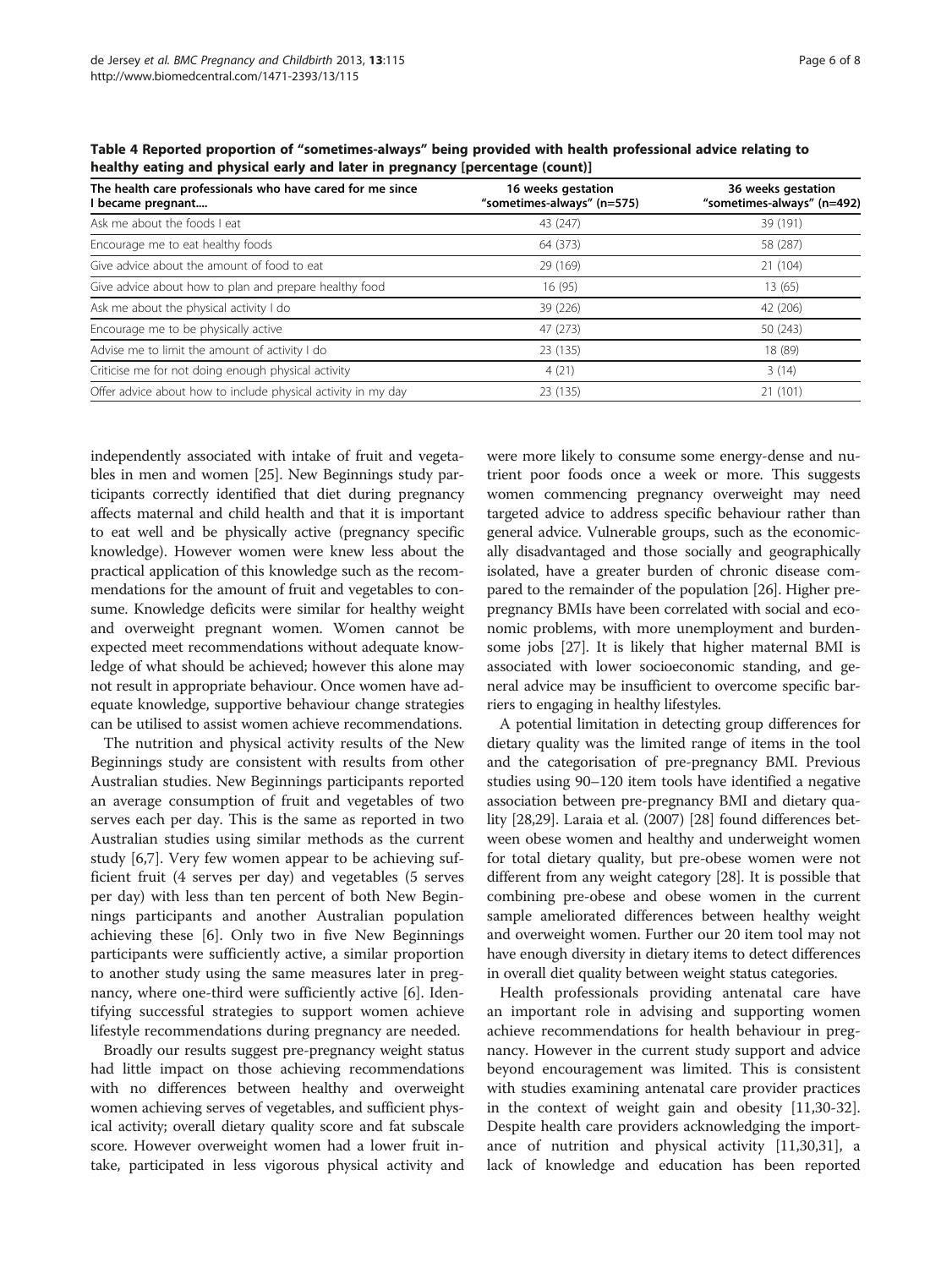**Table 4 Reported proportion of "sometimes-always" being provided with health professional advice relating to healthy eating and physical early and later in pregnancy [percentage (count)]**

| The health care professionals who have cared for me since I became pregnant.... | 16 weeks gestation "sometimes-always" (n=575) | 36 weeks gestation "sometimes-always" (n=492) |
|---|---|---|
| Ask me about the foods I eat | 43 (247) | 39 (191) |
| Encourage me to eat healthy foods | 64 (373) | 58 (287) |
| Give advice about the amount of food to eat | 29 (169) | 21 (104) |
| Give advice about how to plan and prepare healthy food | 16 (95) | 13 (65) |
| Ask me about the physical activity I do | 39 (226) | 42 (206) |
| Encourage me to be physically active | 47 (273) | 50 (243) |
| Advise me to limit the amount of activity I do | 23 (135) | 18 (89) |
| Criticise me for not doing enough physical activity | 4 (21) | 3 (14) |
| Offer advice about how to include physical activity in my day | 23 (135) | 21 (101) |

independently associated with intake of fruit and vegetables in men and women [25]. New Beginnings study participants correctly identified that diet during pregnancy affects maternal and child health and that it is important to eat well and be physically active (pregnancy specific knowledge). However women were knew less about the practical application of this knowledge such as the recommendations for the amount of fruit and vegetables to consume. Knowledge deficits were similar for healthy weight and overweight pregnant women. Women cannot be expected meet recommendations without adequate knowledge of what should be achieved; however this alone may not result in appropriate behaviour. Once women have adequate knowledge, supportive behaviour change strategies can be utilised to assist women achieve recommendations.

The nutrition and physical activity results of the New Beginnings study are consistent with results from other Australian studies. New Beginnings participants reported an average consumption of fruit and vegetables of two serves each per day. This is the same as reported in two Australian studies using similar methods as the current study [6,7]. Very few women appear to be achieving sufficient fruit (4 serves per day) and vegetables (5 serves per day) with less than ten percent of both New Beginnings participants and another Australian population achieving these [6]. Only two in five New Beginnings participants were sufficiently active, a similar proportion to another study using the same measures later in pregnancy, where one-third were sufficiently active [6]. Identifying successful strategies to support women achieve lifestyle recommendations during pregnancy are needed.

Broadly our results suggest pre-pregnancy weight status had little impact on those achieving recommendations with no differences between healthy and overweight women achieving serves of vegetables, and sufficient physical activity; overall dietary quality score and fat subscale score. However overweight women had a lower fruit intake, participated in less vigorous physical activity and were more likely to consume some energy-dense and nutrient poor foods once a week or more. This suggests women commencing pregnancy overweight may need targeted advice to address specific behaviour rather than general advice. Vulnerable groups, such as the economically disadvantaged and those socially and geographically isolated, have a greater burden of chronic disease compared to the remainder of the population [26]. Higher pre-pregnancy BMIs have been correlated with social and economic problems, with more unemployment and burdensome jobs [27]. It is likely that higher maternal BMI is associated with lower socioeconomic standing, and general advice may be insufficient to overcome specific barriers to engaging in healthy lifestyles.

A potential limitation in detecting group differences for dietary quality was the limited range of items in the tool and the categorisation of pre-pregnancy BMI. Previous studies using 90–120 item tools have identified a negative association between pre-pregnancy BMI and dietary quality [28,29]. Laraia et al. (2007) [28] found differences between obese women and healthy and underweight women for total dietary quality, but pre-obese women were not different from any weight category [28]. It is possible that combining pre-obese and obese women in the current sample ameliorated differences between healthy weight and overweight women. Further our 20 item tool may not have enough diversity in dietary items to detect differences in overall diet quality between weight status categories.

Health professionals providing antenatal care have an important role in advising and supporting women achieve recommendations for health behaviour in pregnancy. However in the current study support and advice beyond encouragement was limited. This is consistent with studies examining antenatal care provider practices in the context of weight gain and obesity [11,30-32]. Despite health care providers acknowledging the importance of nutrition and physical activity [11,30,31], a lack of knowledge and education has been reported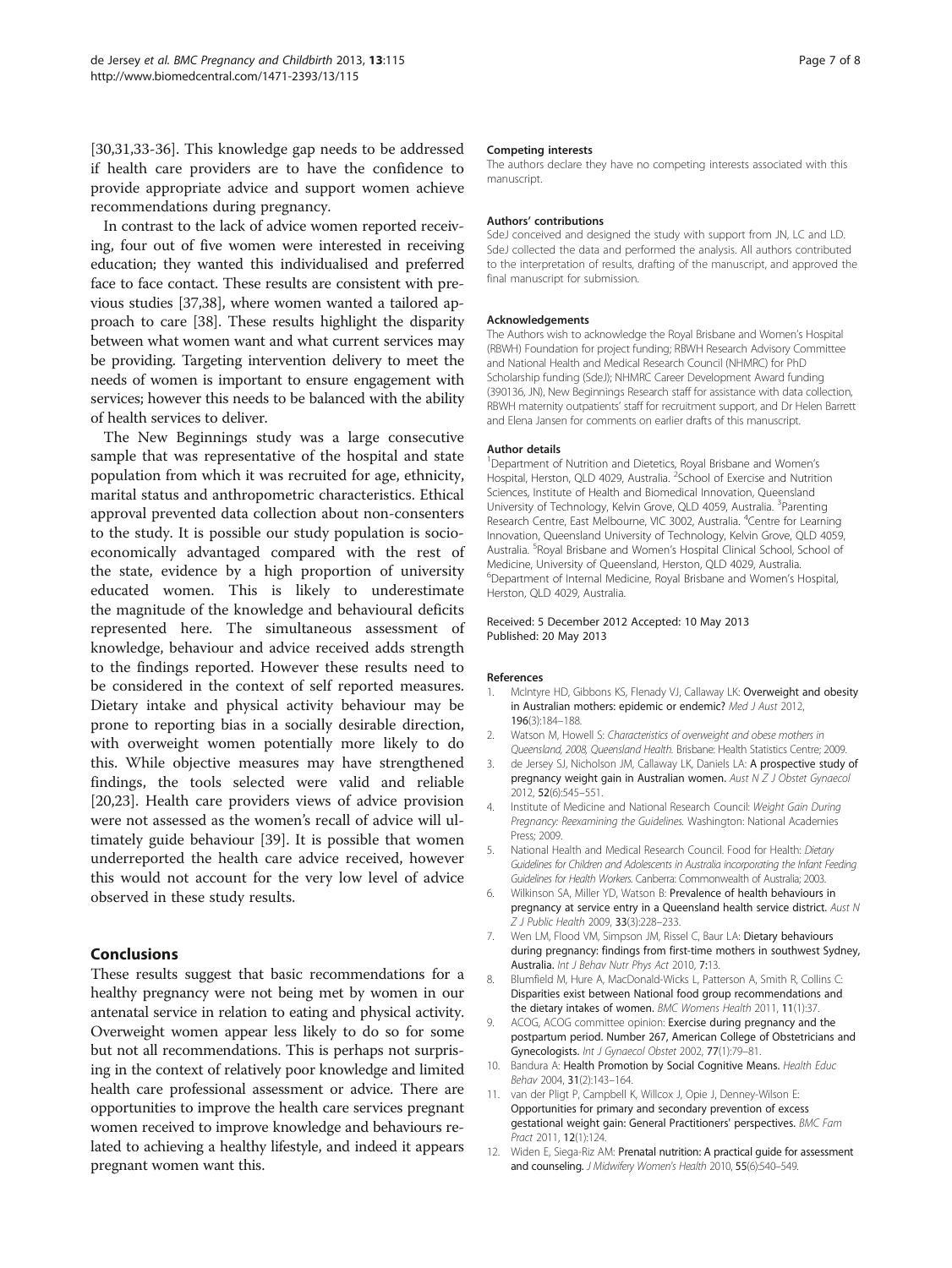[30,31,33-36]. This knowledge gap needs to be addressed if health care providers are to have the confidence to provide appropriate advice and support women achieve recommendations during pregnancy.

In contrast to the lack of advice women reported receiving, four out of five women were interested in receiving education; they wanted this individualised and preferred face to face contact. These results are consistent with previous studies [37,38], where women wanted a tailored approach to care [38]. These results highlight the disparity between what women want and what current services may be providing. Targeting intervention delivery to meet the needs of women is important to ensure engagement with services; however this needs to be balanced with the ability of health services to deliver.

The New Beginnings study was a large consecutive sample that was representative of the hospital and state population from which it was recruited for age, ethnicity, marital status and anthropometric characteristics. Ethical approval prevented data collection about non-consenters to the study. It is possible our study population is socio-economically advantaged compared with the rest of the state, evidence by a high proportion of university educated women. This is likely to underestimate the magnitude of the knowledge and behavioural deficits represented here. The simultaneous assessment of knowledge, behaviour and advice received adds strength to the findings reported. However these results need to be considered in the context of self reported measures. Dietary intake and physical activity behaviour may be prone to reporting bias in a socially desirable direction, with overweight women potentially more likely to do this. While objective measures may have strengthened findings, the tools selected were valid and reliable [20,23]. Health care providers views of advice provision were not assessed as the women's recall of advice will ultimately guide behaviour [39]. It is possible that women underreported the health care advice received, however this would not account for the very low level of advice observed in these study results.

## Conclusions

These results suggest that basic recommendations for a healthy pregnancy were not being met by women in our antenatal service in relation to eating and physical activity. Overweight women appear less likely to do so for some but not all recommendations. This is perhaps not surprising in the context of relatively poor knowledge and limited health care professional assessment or advice. There are opportunities to improve the health care services pregnant women received to improve knowledge and behaviours related to achieving a healthy lifestyle, and indeed it appears pregnant women want this.

#### Competing interests

The authors declare they have no competing interests associated with this manuscript.

#### Authors' contributions

SdeJ conceived and designed the study with support from JN, LC and LD. SdeJ collected the data and performed the analysis. All authors contributed to the interpretation of results, drafting of the manuscript, and approved the final manuscript for submission.

#### Acknowledgements

The Authors wish to acknowledge the Royal Brisbane and Women's Hospital (RBWH) Foundation for project funding; RBWH Research Advisory Committee and National Health and Medical Research Council (NHMRC) for PhD Scholarship funding (SdeJ); NHMRC Career Development Award funding (390136, JN), New Beginnings Research staff for assistance with data collection, RBWH maternity outpatients' staff for recruitment support, and Dr Helen Barrett and Elena Jansen for comments on earlier drafts of this manuscript.

#### Author details

[1]Department of Nutrition and Dietetics, Royal Brisbane and Women's Hospital, Herston, QLD 4029, Australia. [2]School of Exercise and Nutrition Sciences, Institute of Health and Biomedical Innovation, Queensland University of Technology, Kelvin Grove, QLD 4059, Australia. [3]Parenting Research Centre, East Melbourne, VIC 3002, Australia. [4]Centre for Learning Innovation, Queensland University of Technology, Kelvin Grove, QLD 4059, Australia. [5]Royal Brisbane and Women's Hospital Clinical School, School of Medicine, University of Queensland, Herston, QLD 4029, Australia. [6]Department of Internal Medicine, Royal Brisbane and Women's Hospital, Herston, QLD 4029, Australia.

Received: 5 December 2012 Accepted: 10 May 2013
Published: 20 May 2013

#### References

1. McIntyre HD, Gibbons KS, Flenady VJ, Callaway LK: **Overweight and obesity in Australian mothers: epidemic or endemic?** *Med J Aust* 2012, **196**(3):184–188.
2. Watson M, Howell S: *Characteristics of overweight and obese mothers in Queensland, 2008, Queensland Health.* Brisbane: Health Statistics Centre; 2009.
3. de Jersey SJ, Nicholson JM, Callaway LK, Daniels LA: **A prospective study of pregnancy weight gain in Australian women.** *Aust N Z J Obstet Gynaecol* 2012, **52**(6):545–551.
4. Institute of Medicine and National Research Council: *Weight Gain During Pregnancy: Reexamining the Guidelines.* Washington: National Academies Press; 2009.
5. National Health and Medical Research Council. Food for Health: *Dietary Guidelines for Children and Adolescents in Australia incorporating the Infant Feeding Guidelines for Health Workers.* Canberra: Commonwealth of Australia; 2003.
6. Wilkinson SA, Miller YD, Watson B: **Prevalence of health behaviours in pregnancy at service entry in a Queensland health service district.** *Aust N Z J Public Health* 2009, **33**(3):228–233.
7. Wen LM, Flood VM, Simpson JM, Rissel C, Baur LA: **Dietary behaviours during pregnancy: findings from first-time mothers in southwest Sydney, Australia.** *Int J Behav Nutr Phys Act* 2010, **7**:13.
8. Blumfield M, Hure A, MacDonald-Wicks L, Patterson A, Smith R, Collins C: **Disparities exist between National food group recommendations and the dietary intakes of women.** *BMC Womens Health* 2011, **11**(1):37.
9. ACOG, ACOG committee opinion: **Exercise during pregnancy and the postpartum period. Number 267, American College of Obstetricians and Gynecologists.** *Int J Gynaecol Obstet* 2002, **77**(1):79–81.
10. Bandura A: **Health Promotion by Social Cognitive Means.** *Health Educ Behav* 2004, **31**(2):143–164.
11. van der Pligt P, Campbell K, Willcox J, Opie J, Denney-Wilson E: **Opportunities for primary and secondary prevention of excess gestational weight gain: General Practitioners' perspectives.** *BMC Fam Pract* 2011, **12**(1):124.
12. Widen E, Siega-Riz AM: **Prenatal nutrition: A practical guide for assessment and counseling.** *J Midwifery Women's Health* 2010, **55**(6):540–549.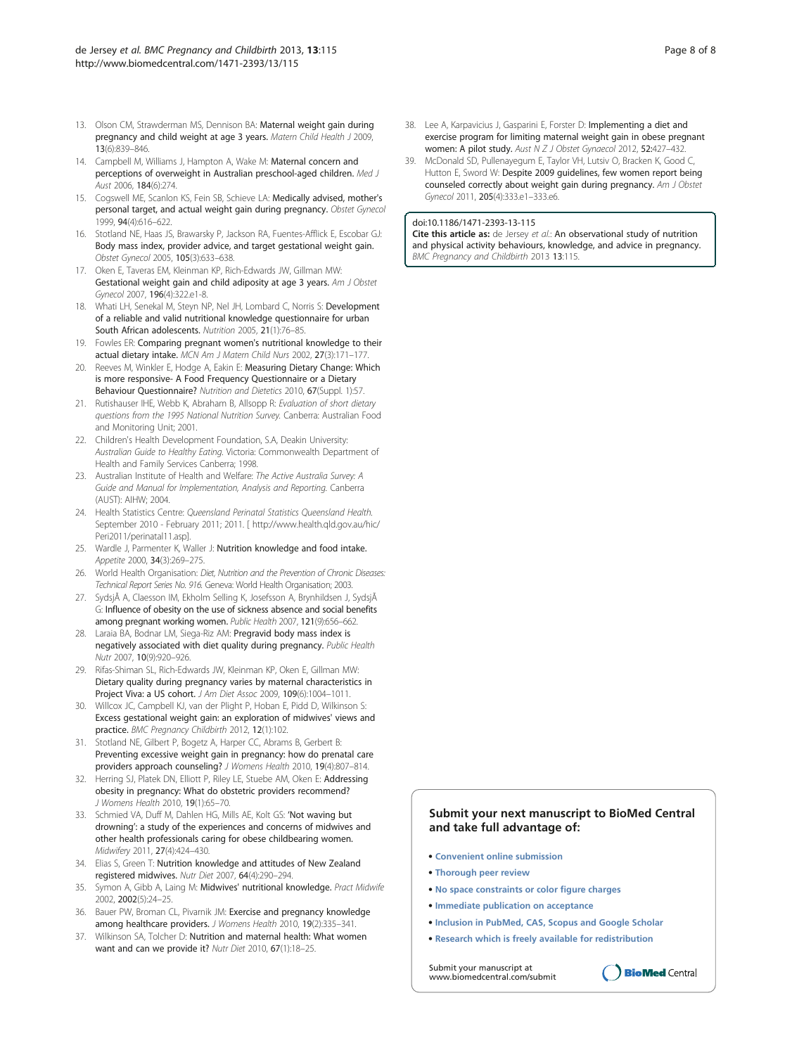13. Olson CM, Strawderman MS, Dennison BA: **Maternal weight gain during pregnancy and child weight at age 3 years.** *Matern Child Health J* 2009, **13**(6):839–846.
14. Campbell M, Williams J, Hampton A, Wake M: **Maternal concern and perceptions of overweight in Australian preschool-aged children.** *Med J Aust* 2006, **184**(6):274.
15. Cogswell ME, Scanlon KS, Fein SB, Schieve LA: **Medically advised, mother's personal target, and actual weight gain during pregnancy.** *Obstet Gynecol* 1999, **94**(4):616–622.
16. Stotland NE, Haas JS, Brawarsky P, Jackson RA, Fuentes-Afflick E, Escobar GJ: **Body mass index, provider advice, and target gestational weight gain.** *Obstet Gynecol* 2005, **105**(3):633–638.
17. Oken E, Taveras EM, Kleinman KP, Rich-Edwards JW, Gillman MW: **Gestational weight gain and child adiposity at age 3 years.** *Am J Obstet Gynecol* 2007, **196**(4):322.e1-8.
18. Whati LH, Senekal M, Steyn NP, Nel JH, Lombard C, Norris S: **Development of a reliable and valid nutritional knowledge questionnaire for urban South African adolescents.** *Nutrition* 2005, **21**(1):76–85.
19. Fowles ER: **Comparing pregnant women's nutritional knowledge to their actual dietary intake.** *MCN Am J Matern Child Nurs* 2002, **27**(3):171–177.
20. Reeves M, Winkler E, Hodge A, Eakin E: **Measuring Dietary Change: Which is more responsive- A Food Frequency Questionnaire or a Dietary Behaviour Questionnaire?** *Nutrition and Dietetics* 2010, **67**(Suppl. 1):57.
21. Rutishauser IHE, Webb K, Abraham B, Allsopp R: *Evaluation of short dietary questions from the 1995 National Nutrition Survey.* Canberra: Australian Food and Monitoring Unit; 2001.
22. Children's Health Development Foundation, S.A, Deakin University: *Australian Guide to Healthy Eating.* Victoria: Commonwealth Department of Health and Family Services Canberra; 1998.
23. Australian Institute of Health and Welfare: *The Active Australia Survey: A Guide and Manual for Implementation, Analysis and Reporting.* Canberra (AUST): AIHW; 2004.
24. Health Statistics Centre: *Queensland Perinatal Statistics Queensland Health.* September 2010 - February 2011; 2011. [ http://www.health.qld.gov.au/hic/Peri2011/perinatal11.asp].
25. Wardle J, Parmenter K, Waller J: **Nutrition knowledge and food intake.** *Appetite* 2000, **34**(3):269–275.
26. World Health Organisation: *Diet, Nutrition and the Prevention of Chronic Diseases: Technical Report Series No. 916.* Geneva: World Health Organisation; 2003.
27. SydsjÃ A, Claesson IM, Ekholm Selling K, Josefsson A, Brynhildsen J, SydsjÃ G: **Influence of obesity on the use of sickness absence and social benefits among pregnant working women.** *Public Health* 2007, **121**(9):656–662.
28. Laraia BA, Bodnar LM, Siega-Riz AM: **Pregravid body mass index is negatively associated with diet quality during pregnancy.** *Public Health Nutr* 2007, **10**(9):920–926.
29. Rifas-Shiman SL, Rich-Edwards JW, Kleinman KP, Oken E, Gillman MW: **Dietary quality during pregnancy varies by maternal characteristics in Project Viva: a US cohort.** *J Am Diet Assoc* 2009, **109**(6):1004–1011.
30. Willcox JC, Campbell KJ, van der Plight P, Hoban E, Pidd D, Wilkinson S: **Excess gestational weight gain: an exploration of midwives' views and practice.** *BMC Pregnancy Childbirth* 2012, **12**(1):102.
31. Stotland NE, Gilbert P, Bogetz A, Harper CC, Abrams B, Gerbert B: **Preventing excessive weight gain in pregnancy: how do prenatal care providers approach counseling?** *J Womens Health* 2010, **19**(4):807–814.
32. Herring SJ, Platek DN, Elliott P, Riley LE, Stuebe AM, Oken E: **Addressing obesity in pregnancy: What do obstetric providers recommend?** *J Womens Health* 2010, **19**(1):65–70.
33. Schmied VA, Duff M, Dahlen HG, Mills AE, Kolt GS: **'Not waving but drowning': a study of the experiences and concerns of midwives and other health professionals caring for obese childbearing women.** *Midwifery* 2011, **27**(4):424–430.
34. Elias S, Green T: **Nutrition knowledge and attitudes of New Zealand registered midwives.** *Nutr Diet* 2007, **64**(4):290–294.
35. Symon A, Gibb A, Laing M: **Midwives' nutritional knowledge.** *Pract Midwife* 2002, **2002**(5):24–25.
36. Bauer PW, Broman CL, Pivarnik JM: **Exercise and pregnancy knowledge among healthcare providers.** *J Womens Health* 2010, **19**(2):335–341.
37. Wilkinson SA, Tolcher D: **Nutrition and maternal health: What women want and can we provide it?** *Nutr Diet* 2010, **67**(1):18–25.
38. Lee A, Karpavicius J, Gasparini E, Forster D: **Implementing a diet and exercise program for limiting maternal weight gain in obese pregnant women: A pilot study.** *Aust N Z J Obstet Gynaecol* 2012, **52**:427–432.
39. McDonald SD, Pullenayegum E, Taylor VH, Lutsiv O, Bracken K, Good C, Hutton E, Sword W: **Despite 2009 guidelines, few women report being counseled correctly about weight gain during pregnancy.** *Am J Obstet Gynecol* 2011, **205**(4):333.e1–333.e6.

doi:10.1186/1471-2393-13-115

**Cite this article as:** de Jersey *et al.*: An observational study of nutrition and physical activity behaviours, knowledge, and advice in pregnancy. *BMC Pregnancy and Childbirth* 2013 **13**:115.

**Submit your next manuscript to BioMed Central and take full advantage of:**

- **Convenient online submission**
- **Thorough peer review**
- **No space constraints or color figure charges**
- **Immediate publication on acceptance**
- **Inclusion in PubMed, CAS, Scopus and Google Scholar**
- **Research which is freely available for redistribution**

Submit your manuscript at www.biomedcentral.com/submit

BioMed Central